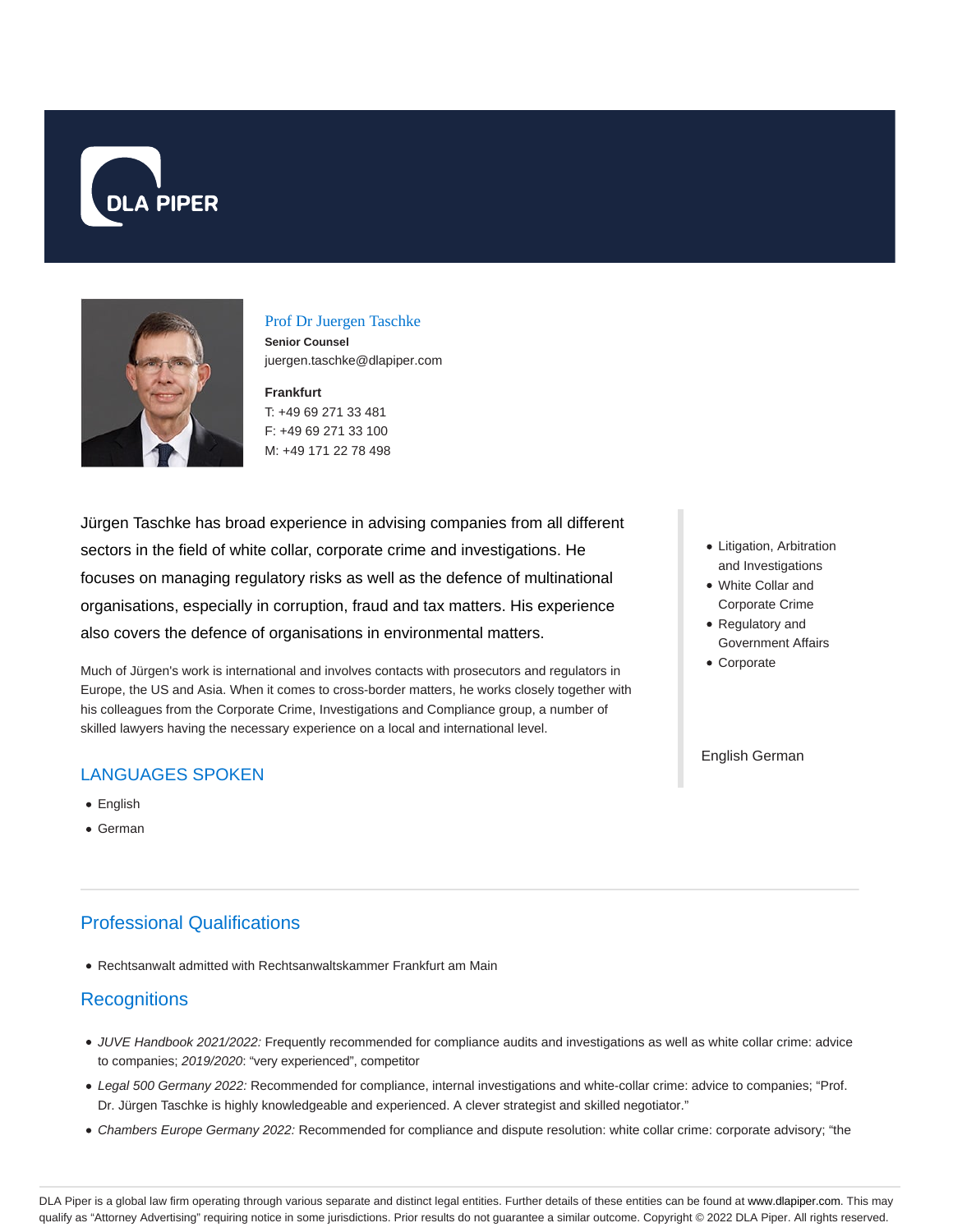# Prof Dr Juergen Taschke

**Senior Counsel**
juergen.taschke@dlapiper.com

**Frankfurt**
T: +49 69 271 33 481
F: +49 69 271 33 100
M: +49 171 22 78 498

Jürgen Taschke has broad experience in advising companies from all different sectors in the field of white collar, corporate crime and investigations. He focuses on managing regulatory risks as well as the defence of multinational organisations, especially in corruption, fraud and tax matters. His experience also covers the defence of organisations in environmental matters.

Much of Jürgen's work is international and involves contacts with prosecutors and regulators in Europe, the US and Asia. When it comes to cross-border matters, he works closely together with his colleagues from the Corporate Crime, Investigations and Compliance group, a number of skilled lawyers having the necessary experience on a local and international level.

- Litigation, Arbitration and Investigations
- White Collar and Corporate Crime
- Regulatory and Government Affairs
- Corporate

English German

## LANGUAGES SPOKEN

- English
- German

## Professional Qualifications

- Rechtsanwalt admitted with Rechtsanwaltskammer Frankfurt am Main

## Recognitions

- *JUVE Handbook 2021/2022:* Frequently recommended for compliance audits and investigations as well as white collar crime: advice to companies; *2019/2020*: "very experienced", competitor
- *Legal 500 Germany 2022:* Recommended for compliance, internal investigations and white-collar crime: advice to companies; "Prof. Dr. Jürgen Taschke is highly knowledgeable and experienced. A clever strategist and skilled negotiator."
- *Chambers Europe Germany 2022:* Recommended for compliance and dispute resolution: white collar crime: corporate advisory; "the

DLA Piper is a global law firm operating through various separate and distinct legal entities. Further details of these entities can be found at www.dlapiper.com. This may qualify as "Attorney Advertising" requiring notice in some jurisdictions. Prior results do not guarantee a similar outcome. Copyright © 2022 DLA Piper. All rights reserved.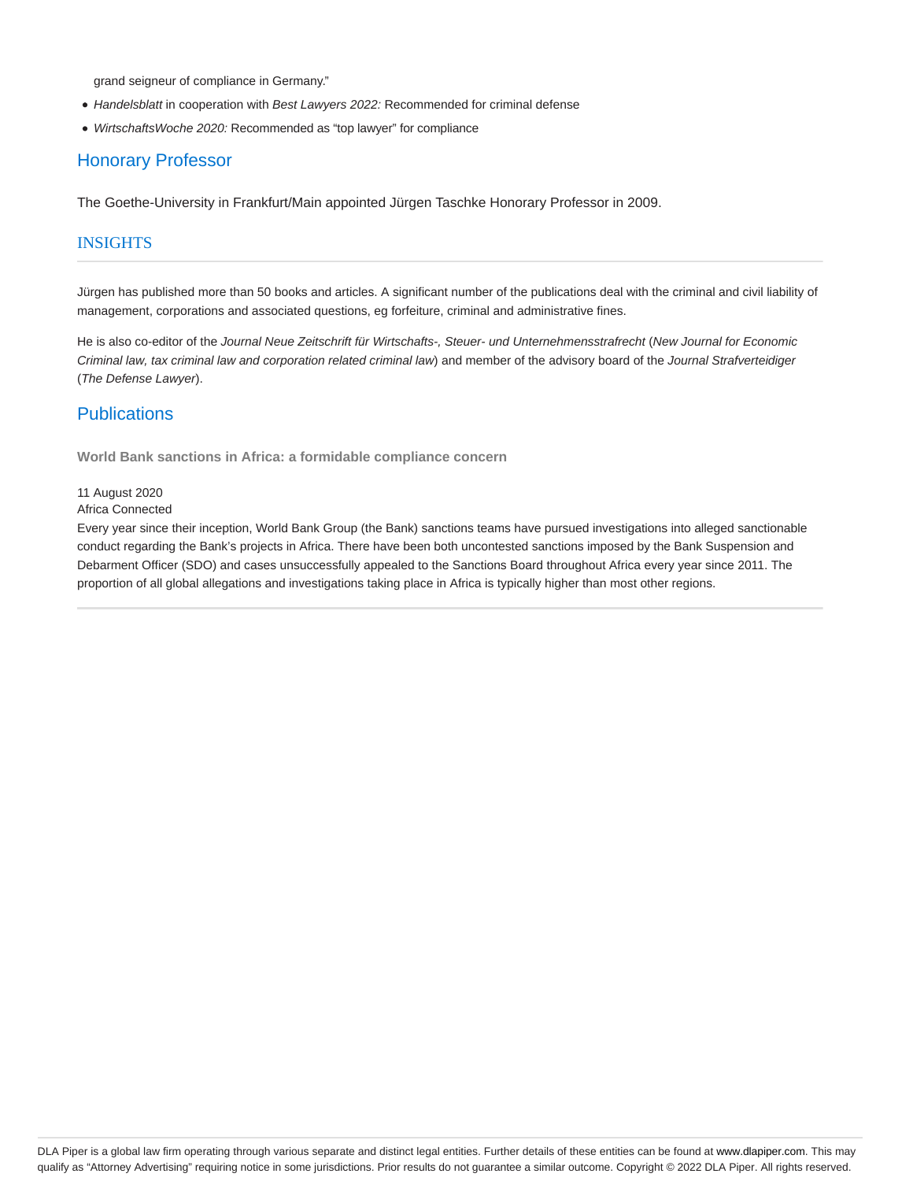grand seigneur of compliance in Germany."

- *Handelsblatt* in cooperation with *Best Lawyers 2022:* Recommended for criminal defense
- *WirtschaftsWoche 2020:* Recommended as "top lawyer" for compliance

## Honorary Professor

The Goethe-University in Frankfurt/Main appointed Jürgen Taschke Honorary Professor in 2009.

## INSIGHTS

Jürgen has published more than 50 books and articles. A significant number of the publications deal with the criminal and civil liability of management, corporations and associated questions, eg forfeiture, criminal and administrative fines.

He is also co-editor of the *Journal Neue Zeitschrift für Wirtschafts-, Steuer- und Unternehmensstrafrecht* (*New Journal for Economic Criminal law, tax criminal law and corporation related criminal law*) and member of the advisory board of the *Journal Strafverteidiger* (*The Defense Lawyer*).

## Publications

**World Bank sanctions in Africa: a formidable compliance concern**

11 August 2020
Africa Connected
Every year since their inception, World Bank Group (the Bank) sanctions teams have pursued investigations into alleged sanctionable conduct regarding the Bank's projects in Africa. There have been both uncontested sanctions imposed by the Bank Suspension and Debarment Officer (SDO) and cases unsuccessfully appealed to the Sanctions Board throughout Africa every year since 2011. The proportion of all global allegations and investigations taking place in Africa is typically higher than most other regions.

DLA Piper is a global law firm operating through various separate and distinct legal entities. Further details of these entities can be found at www.dlapiper.com. This may qualify as "Attorney Advertising" requiring notice in some jurisdictions. Prior results do not guarantee a similar outcome. Copyright © 2022 DLA Piper. All rights reserved.